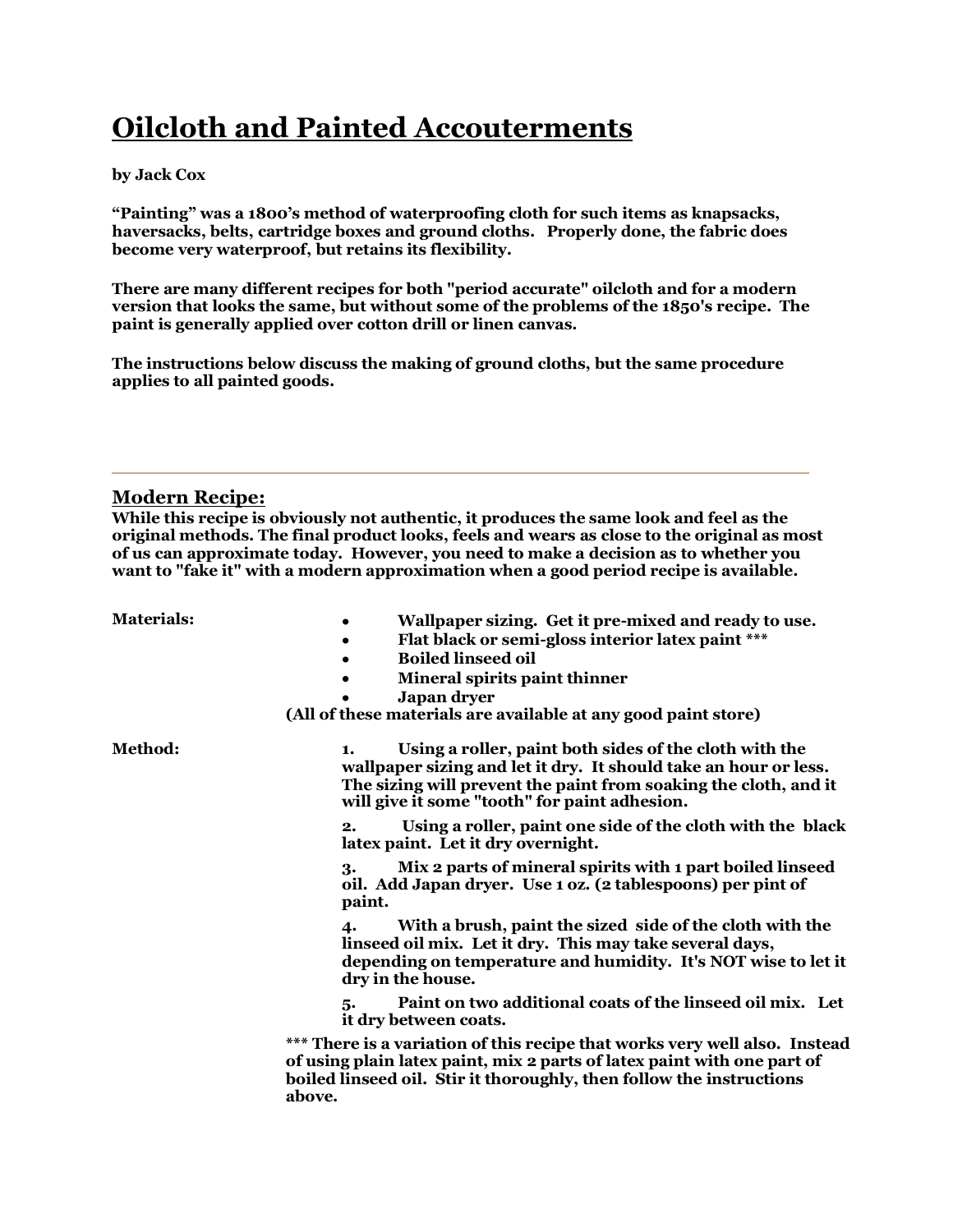# Oilcloth and Painted Accouterments

**by Jack Cox**

**"Painting" was a 1800's method of waterproofing cloth for such items as knapsacks, haversacks, belts, cartridge boxes and ground cloths. Properly done, the fabric does become very waterproof, but retains its flexibility.**

**There are many different recipes for both "period accurate" oilcloth and for a modern version that looks the same, but without some of the problems of the 1850's recipe. The paint is generally applied over cotton drill or linen canvas.**

**The instructions below discuss the making of ground cloths, but the same procedure applies to all painted goods.**

---

## Modern Recipe:

**While this recipe is obviously not authentic, it produces the same look and feel as the original methods. The final product looks, feels and wears as close to the original as most of us can approximate today. However, you need to make a decision as to whether you want to "fake it" with a modern approximation when a good period recipe is available.**

**Materials:**

- **Wallpaper sizing. Get it pre-mixed and ready to use.**
- **Flat black or semi-gloss interior latex paint *****
- **Boiled linseed oil**
- **Mineral spirits paint thinner**
- **Japan dryer**

**(All of these materials are available at any good paint store)**

**Method:**

1. **Using a roller, paint both sides of the cloth with the wallpaper sizing and let it dry. It should take an hour or less. The sizing will prevent the paint from soaking the cloth, and it will give it some "tooth" for paint adhesion.**
2. **Using a roller, paint one side of the cloth with the black latex paint. Let it dry overnight.**
3. **Mix 2 parts of mineral spirits with 1 part boiled linseed oil. Add Japan dryer. Use 1 oz. (2 tablespoons) per pint of paint.**
4. **With a brush, paint the sized side of the cloth with the linseed oil mix. Let it dry. This may take several days, depending on temperature and humidity. It's NOT wise to let it dry in the house.**
5. **Paint on two additional coats of the linseed oil mix. Let it dry between coats.**

***** There is a variation of this recipe that works very well also. Instead of using plain latex paint, mix 2 parts of latex paint with one part of boiled linseed oil. Stir it thoroughly, then follow the instructions above.**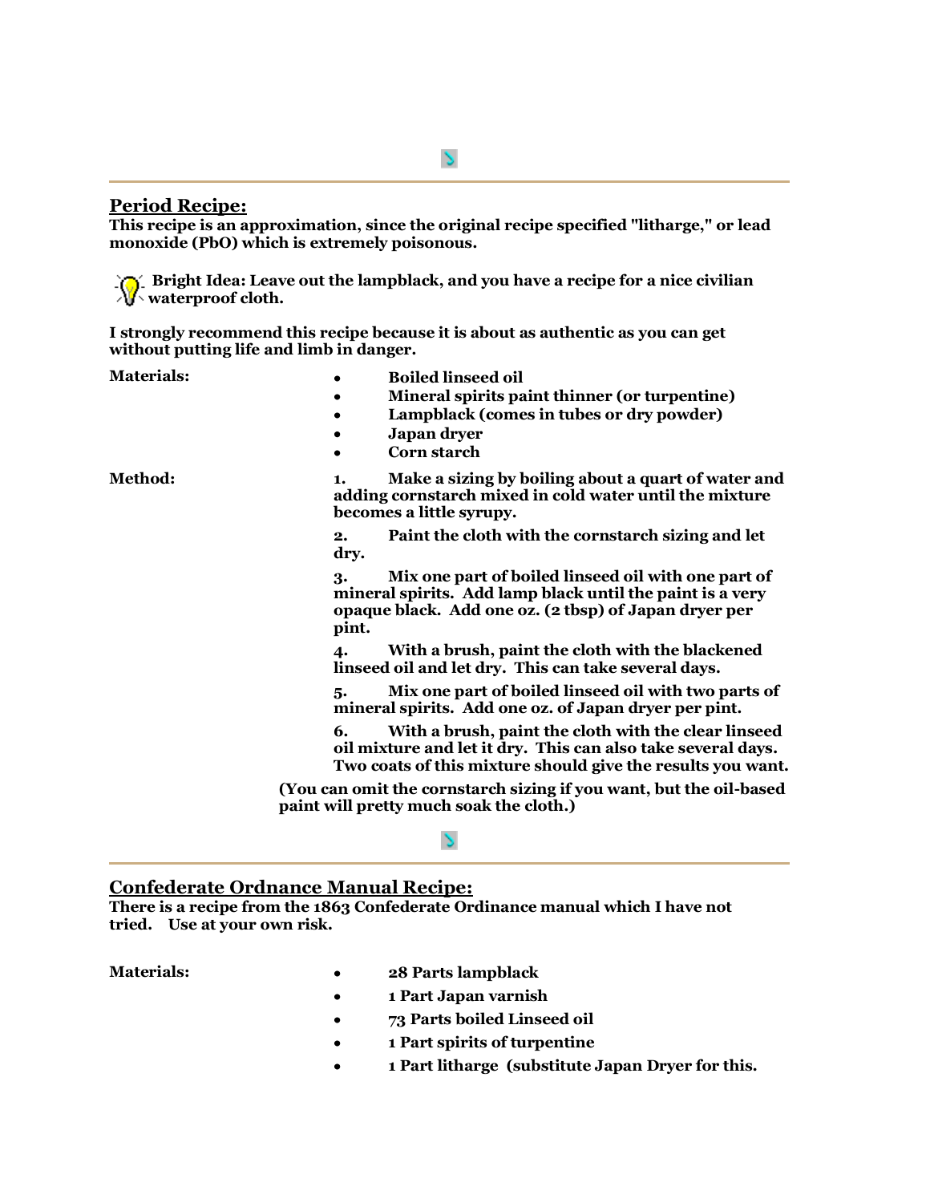## Period Recipe:

**This recipe is an approximation, since the original recipe specified "litharge," or lead monoxide (PbO) which is extremely poisonous.**

**Bright Idea: Leave out the lampblack, and you have a recipe for a nice civilian waterproof cloth.**

**I strongly recommend this recipe because it is about as authentic as you can get without putting life and limb in danger.**

**Materials:**

- **Boiled linseed oil**
- **Mineral spirits paint thinner (or turpentine)**
- **Lampblack (comes in tubes or dry powder)**
- **Japan dryer**
- **Corn starch**

**Method:**

1. **Make a sizing by boiling about a quart of water and adding cornstarch mixed in cold water until the mixture becomes a little syrupy.**
2. **Paint the cloth with the cornstarch sizing and let dry.**
3. **Mix one part of boiled linseed oil with one part of mineral spirits. Add lamp black until the paint is a very opaque black. Add one oz. (2 tbsp) of Japan dryer per pint.**
4. **With a brush, paint the cloth with the blackened linseed oil and let dry. This can take several days.**
5. **Mix one part of boiled linseed oil with two parts of mineral spirits. Add one oz. of Japan dryer per pint.**
6. **With a brush, paint the cloth with the clear linseed oil mixture and let it dry. This can also take several days. Two coats of this mixture should give the results you want.**

**(You can omit the cornstarch sizing if you want, but the oil-based paint will pretty much soak the cloth.)**

## Confederate Ordnance Manual Recipe:

**There is a recipe from the 1863 Confederate Ordinance manual which I have not tried. Use at your own risk.**

**Materials:**

- **28 Parts lampblack**
- **1 Part Japan varnish**
- **73 Parts boiled Linseed oil**
- **1 Part spirits of turpentine**
- **1 Part litharge (substitute Japan Dryer for this.**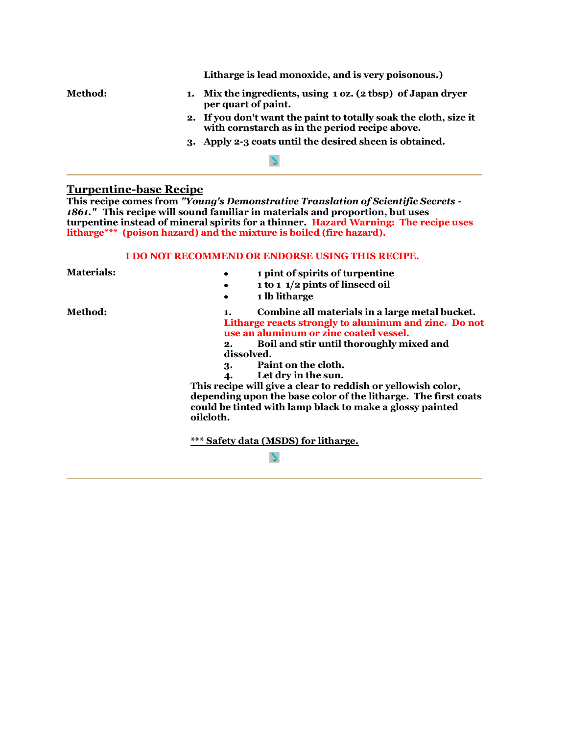Litharge is lead monoxide, and is very poisonous.)

**Method:**

1. Mix the ingredients, using 1 oz. (2 tbsp) of Japan dryer per quart of paint.
2. If you don't want the paint to totally soak the cloth, size it with cornstarch as in the period recipe above.
3. Apply 2-3 coats until the desired sheen is obtained.

---

## Turpentine-base Recipe

**This recipe comes from *"Young's Demonstrative Translation of Scientific Secrets - 1861."* This recipe will sound familiar in materials and proportion, but uses turpentine instead of mineral spirits for a thinner. Hazard Warning: The recipe uses litharge*** (poison hazard) and the mixture is boiled (fire hazard).**

**I DO NOT RECOMMEND OR ENDORSE USING THIS RECIPE.**

**Materials:**

- 1 pint of spirits of turpentine
- 1 to 1 1/2 pints of linseed oil
- 1 lb litharge

**Method:**

1. Combine all materials in a large metal bucket. Litharge reacts strongly to aluminum and zinc. Do not use an aluminum or zinc coated vessel.
2. Boil and stir until thoroughly mixed and dissolved.
3. Paint on the cloth.
4. Let dry in the sun.

This recipe will give a clear to reddish or yellowish color, depending upon the base color of the litharge. The first coats could be tinted with lamp black to make a glossy painted oilcloth.

*** Safety data (MSDS) for litharge.

---